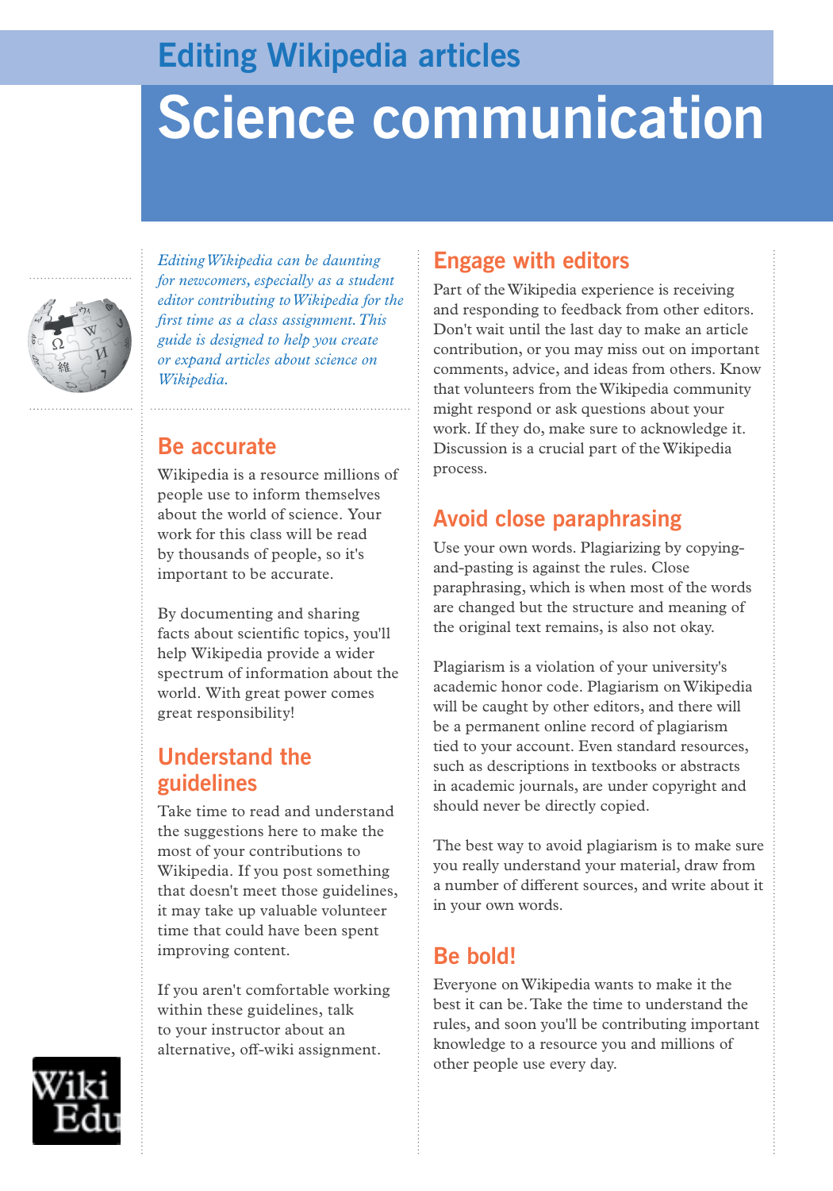## Editing Wikipedia articles

# Science communication

*Editing Wikipedia can be daunting for newcomers, especially as a student editor contributing to Wikipedia for the first time as a class assignment. This guide is designed to help you create or expand articles about science on Wikipedia.*

## Be accurate

Wikipedia is a resource millions of people use to inform themselves about the world of science. Your work for this class will be read by thousands of people, so it's important to be accurate.

By documenting and sharing facts about scientific topics, you'll help Wikipedia provide a wider spectrum of information about the world. With great power comes great responsibility!

## Understand the guidelines

Take time to read and understand the suggestions here to make the most of your contributions to Wikipedia. If you post something that doesn't meet those guidelines, it may take up valuable volunteer time that could have been spent improving content.

If you aren't comfortable working within these guidelines, talk to your instructor about an alternative, off-wiki assignment.

## Engage with editors

Part of the Wikipedia experience is receiving and responding to feedback from other editors. Don't wait until the last day to make an article contribution, or you may miss out on important comments, advice, and ideas from others. Know that volunteers from the Wikipedia community might respond or ask questions about your work. If they do, make sure to acknowledge it. Discussion is a crucial part of the Wikipedia process.

## Avoid close paraphrasing

Use your own words. Plagiarizing by copying-and-pasting is against the rules. Close paraphrasing, which is when most of the words are changed but the structure and meaning of the original text remains, is also not okay.

Plagiarism is a violation of your university's academic honor code. Plagiarism on Wikipedia will be caught by other editors, and there will be a permanent online record of plagiarism tied to your account. Even standard resources, such as descriptions in textbooks or abstracts in academic journals, are under copyright and should never be directly copied.

The best way to avoid plagiarism is to make sure you really understand your material, draw from a number of different sources, and write about it in your own words.

## Be bold!

Everyone on Wikipedia wants to make it the best it can be. Take the time to understand the rules, and soon you'll be contributing important knowledge to a resource you and millions of other people use every day.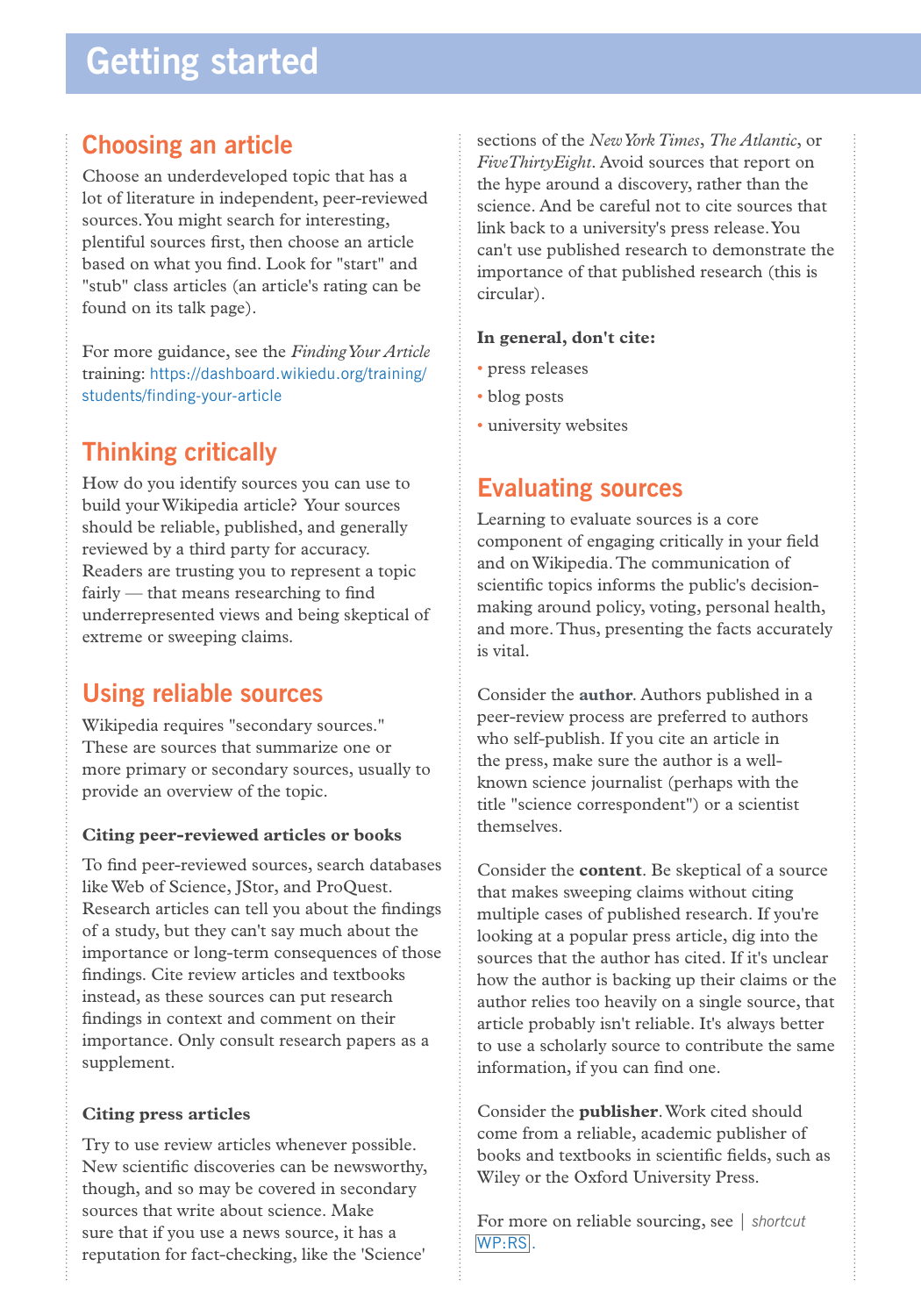# Getting started

## Choosing an article

Choose an underdeveloped topic that has a lot of literature in independent, peer-reviewed sources. You might search for interesting, plentiful sources first, then choose an article based on what you find. Look for "start" and "stub" class articles (an article's rating can be found on its talk page).

For more guidance, see the *Finding Your Article* training: https://dashboard.wikiedu.org/training/students/finding-your-article

## Thinking critically

How do you identify sources you can use to build your Wikipedia article? Your sources should be reliable, published, and generally reviewed by a third party for accuracy. Readers are trusting you to represent a topic fairly — that means researching to find underrepresented views and being skeptical of extreme or sweeping claims.

## Using reliable sources

Wikipedia requires "secondary sources." These are sources that summarize one or more primary or secondary sources, usually to provide an overview of the topic.

### Citing peer-reviewed articles or books

To find peer-reviewed sources, search databases like Web of Science, JStor, and ProQuest. Research articles can tell you about the findings of a study, but they can't say much about the importance or long-term consequences of those findings. Cite review articles and textbooks instead, as these sources can put research findings in context and comment on their importance. Only consult research papers as a supplement.

### Citing press articles

Try to use review articles whenever possible. New scientific discoveries can be newsworthy, though, and so may be covered in secondary sources that write about science. Make sure that if you use a news source, it has a reputation for fact-checking, like the 'Science' sections of the *New York Times*, *The Atlantic*, or *FiveThirtyEight*. Avoid sources that report on the hype around a discovery, rather than the science. And be careful not to cite sources that link back to a university's press release. You can't use published research to demonstrate the importance of that published research (this is circular).

**In general, don't cite:**

- press releases
- blog posts
- university websites

## Evaluating sources

Learning to evaluate sources is a core component of engaging critically in your field and on Wikipedia. The communication of scientific topics informs the public's decision-making around policy, voting, personal health, and more. Thus, presenting the facts accurately is vital.

Consider the **author**. Authors published in a peer-review process are preferred to authors who self-publish. If you cite an article in the press, make sure the author is a well-known science journalist (perhaps with the title "science correspondent") or a scientist themselves.

Consider the **content**. Be skeptical of a source that makes sweeping claims without citing multiple cases of published research. If you're looking at a popular press article, dig into the sources that the author has cited. If it's unclear how the author is backing up their claims or the author relies too heavily on a single source, that article probably isn't reliable. It's always better to use a scholarly source to contribute the same information, if you can find one.

Consider the **publisher**. Work cited should come from a reliable, academic publisher of books and textbooks in scientific fields, such as Wiley or the Oxford University Press.

For more on reliable sourcing, see | *shortcut* WP:RS.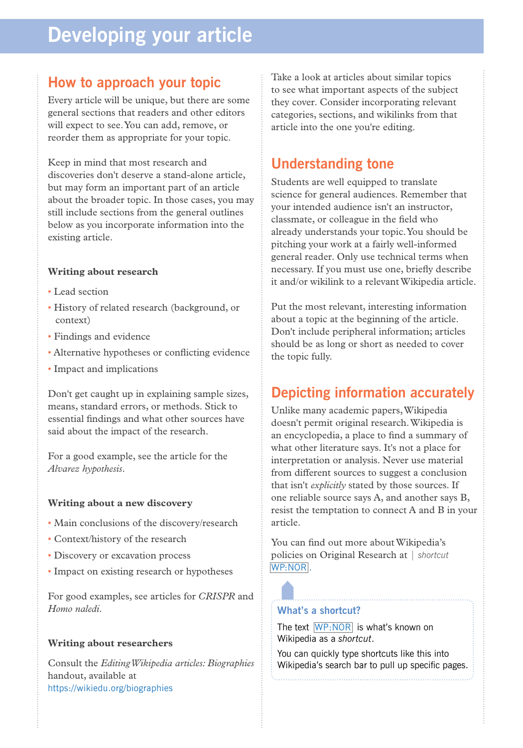# Developing your article

## How to approach your topic

Every article will be unique, but there are some general sections that readers and other editors will expect to see. You can add, remove, or reorder them as appropriate for your topic.

Keep in mind that most research and discoveries don't deserve a stand-alone article, but may form an important part of an article about the broader topic. In those cases, you may still include sections from the general outlines below as you incorporate information into the existing article.

### Writing about research

- Lead section
- History of related research (background, or context)
- Findings and evidence
- Alternative hypotheses or conflicting evidence
- Impact and implications

Don't get caught up in explaining sample sizes, means, standard errors, or methods. Stick to essential findings and what other sources have said about the impact of the research.

For a good example, see the article for the *Alvarez hypothesis*.

### Writing about a new discovery

- Main conclusions of the discovery/research
- Context/history of the research
- Discovery or excavation process
- Impact on existing research or hypotheses

For good examples, see articles for *CRISPR* and *Homo naledi*.

### Writing about researchers

Consult the *Editing Wikipedia articles: Biographies* handout, available at https://wikiedu.org/biographies

Take a look at articles about similar topics to see what important aspects of the subject they cover. Consider incorporating relevant categories, sections, and wikilinks from that article into the one you're editing.

## Understanding tone

Students are well equipped to translate science for general audiences. Remember that your intended audience isn't an instructor, classmate, or colleague in the field who already understands your topic. You should be pitching your work at a fairly well-informed general reader. Only use technical terms when necessary. If you must use one, briefly describe it and/or wikilink to a relevant Wikipedia article.

Put the most relevant, interesting information about a topic at the beginning of the article. Don't include peripheral information; articles should be as long or short as needed to cover the topic fully.

## Depicting information accurately

Unlike many academic papers, Wikipedia doesn't permit original research. Wikipedia is an encyclopedia, a place to find a summary of what other literature says. It's not a place for interpretation or analysis. Never use material from different sources to suggest a conclusion that isn't *explicitly* stated by those sources. If one reliable source says A, and another says B, resist the temptation to connect A and B in your article.

You can find out more about Wikipedia's policies on Original Research at | *shortcut* WP:NOR.

### What's a shortcut?

The text WP:NOR is what's known on Wikipedia as a *shortcut*.

You can quickly type shortcuts like this into Wikipedia's search bar to pull up specific pages.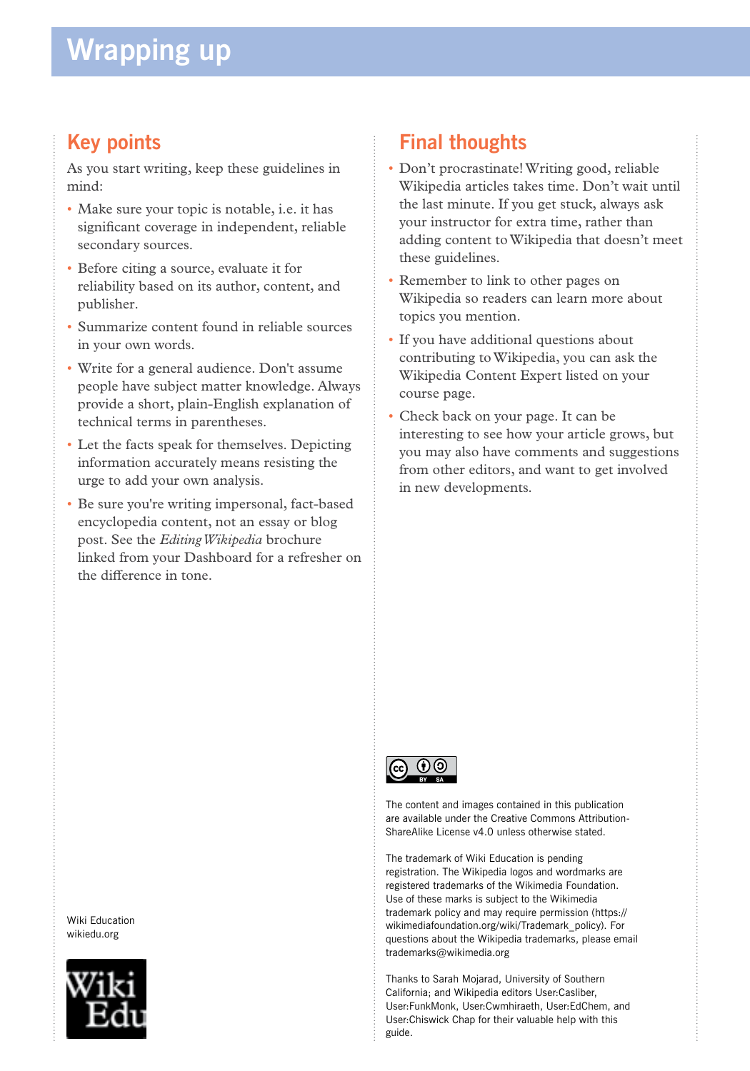# Wrapping up

## Key points

As you start writing, keep these guidelines in mind:

- Make sure your topic is notable, i.e. it has significant coverage in independent, reliable secondary sources.
- Before citing a source, evaluate it for reliability based on its author, content, and publisher.
- Summarize content found in reliable sources in your own words.
- Write for a general audience. Don't assume people have subject matter knowledge. Always provide a short, plain-English explanation of technical terms in parentheses.
- Let the facts speak for themselves. Depicting information accurately means resisting the urge to add your own analysis.
- Be sure you're writing impersonal, fact-based encyclopedia content, not an essay or blog post. See the *Editing Wikipedia* brochure linked from your Dashboard for a refresher on the difference in tone.

## Final thoughts

- Don't procrastinate! Writing good, reliable Wikipedia articles takes time. Don't wait until the last minute. If you get stuck, always ask your instructor for extra time, rather than adding content to Wikipedia that doesn't meet these guidelines.
- Remember to link to other pages on Wikipedia so readers can learn more about topics you mention.
- If you have additional questions about contributing to Wikipedia, you can ask the Wikipedia Content Expert listed on your course page.
- Check back on your page. It can be interesting to see how your article grows, but you may also have comments and suggestions from other editors, and want to get involved in new developments.

The content and images contained in this publication are available under the Creative Commons Attribution-ShareAlike License v4.0 unless otherwise stated.

The trademark of Wiki Education is pending registration. The Wikipedia logos and wordmarks are registered trademarks of the Wikimedia Foundation. Use of these marks is subject to the Wikimedia trademark policy and may require permission (https://wikimediafoundation.org/wiki/Trademark_policy). For questions about the Wikipedia trademarks, please email trademarks@wikimedia.org

Thanks to Sarah Mojarad, University of Southern California; and Wikipedia editors User:Casliber, User:FunkMonk, User:Cwmhiraeth, User:EdChem, and User:Chiswick Chap for their valuable help with this guide.

Wiki Education
wikiedu.org